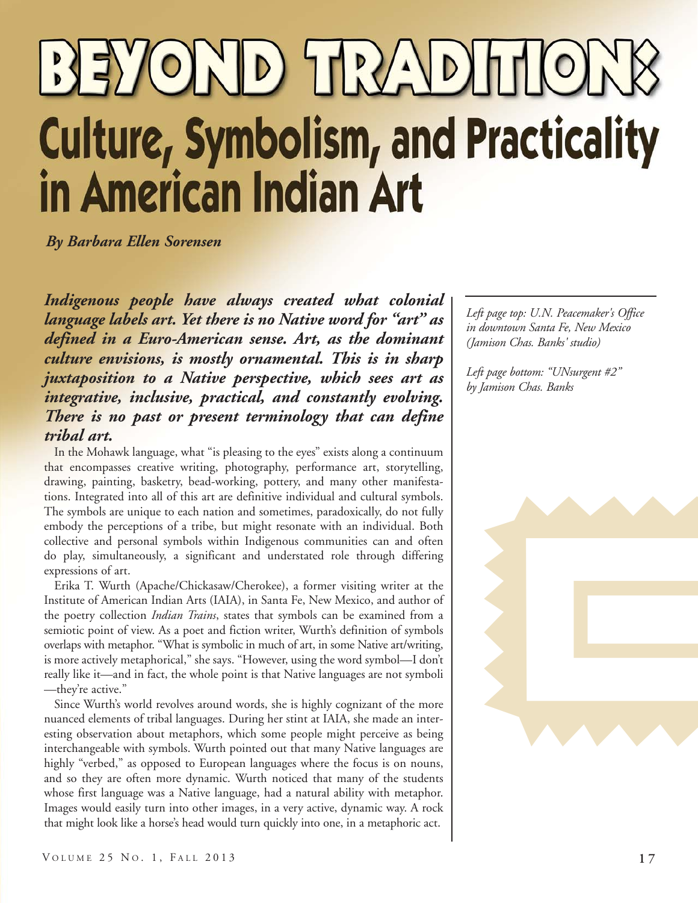# BEYOND TRADITION:

## Culture, Symbolism, and Practicality in American Indian Art

*By Barbara Ellen Sorensen*

***Indigenous people have always created what colonial language labels art. Yet there is no Native word for "art" as defined in a Euro-American sense. Art, as the dominant culture envisions, is mostly ornamental. This is in sharp juxtaposition to a Native perspective, which sees art as integrative, inclusive, practical, and constantly evolving. There is no past or present terminology that can define tribal art.***

In the Mohawk language, what "is pleasing to the eyes" exists along a continuum that encompasses creative writing, photography, performance art, storytelling, drawing, painting, basketry, bead-working, pottery, and many other manifestations. Integrated into all of this art are definitive individual and cultural symbols. The symbols are unique to each nation and sometimes, paradoxically, do not fully embody the perceptions of a tribe, but might resonate with an individual. Both collective and personal symbols within Indigenous communities can and often do play, simultaneously, a significant and understated role through differing expressions of art.

Erika T. Wurth (Apache/Chickasaw/Cherokee), a former visiting writer at the Institute of American Indian Arts (IAIA), in Santa Fe, New Mexico, and author of the poetry collection *Indian Trains*, states that symbols can be examined from a semiotic point of view. As a poet and fiction writer, Wurth's definition of symbols overlaps with metaphor. "What is symbolic in much of art, in some Native art/writing, is more actively metaphorical," she says. "However, using the word symbol—I don't really like it—and in fact, the whole point is that Native languages are not symboli —they're active."

Since Wurth's world revolves around words, she is highly cognizant of the more nuanced elements of tribal languages. During her stint at IAIA, she made an interesting observation about metaphors, which some people might perceive as being interchangeable with symbols. Wurth pointed out that many Native languages are highly "verbed," as opposed to European languages where the focus is on nouns, and so they are often more dynamic. Wurth noticed that many of the students whose first language was a Native language, had a natural ability with metaphor. Images would easily turn into other images, in a very active, dynamic way. A rock that might look like a horse's head would turn quickly into one, in a metaphoric act.

*Left page top: U.N. Peacemaker's Office in downtown Santa Fe, New Mexico (Jamison Chas. Banks' studio)*

*Left page bottom: "UNsurgent #2" by Jamison Chas. Banks*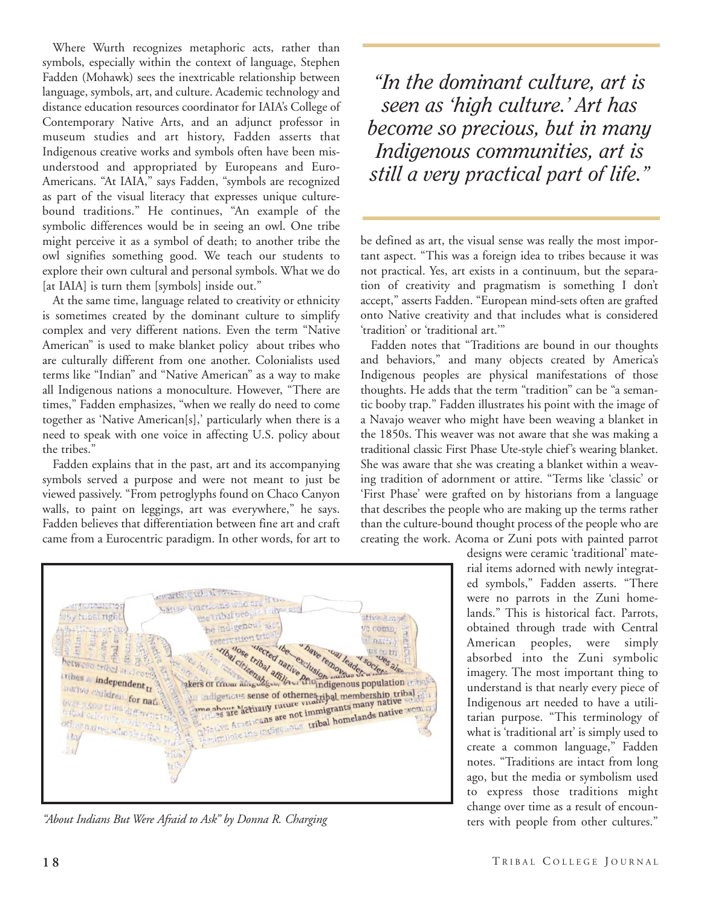Where Wurth recognizes metaphoric acts, rather than symbols, especially within the context of language, Stephen Fadden (Mohawk) sees the inextricable relationship between language, symbols, art, and culture. Academic technology and distance education resources coordinator for IAIA's College of Contemporary Native Arts, and an adjunct professor in museum studies and art history, Fadden asserts that Indigenous creative works and symbols often have been misunderstood and appropriated by Europeans and Euro-Americans. "At IAIA," says Fadden, "symbols are recognized as part of the visual literacy that expresses unique culture-bound traditions." He continues, "An example of the symbolic differences would be in seeing an owl. One tribe might perceive it as a symbol of death; to another tribe the owl signifies something good. We teach our students to explore their own cultural and personal symbols. What we do [at IAIA] is turn them [symbols] inside out."

At the same time, language related to creativity or ethnicity is sometimes created by the dominant culture to simplify complex and very different nations. Even the term "Native American" is used to make blanket policy about tribes who are culturally different from one another. Colonialists used terms like "Indian" and "Native American" as a way to make all Indigenous nations a monoculture. However, "There are times," Fadden emphasizes, "when we really do need to come together as 'Native American[s],' particularly when there is a need to speak with one voice in affecting U.S. policy about the tribes."

Fadden explains that in the past, art and its accompanying symbols served a purpose and were not meant to just be viewed passively. "From petroglyphs found on Chaco Canyon walls, to paint on leggings, art was everywhere," he says. Fadden believes that differentiation between fine art and craft came from a Eurocentric paradigm. In other words, for art to be defined as art, the visual sense was really the most important aspect. "This was a foreign idea to tribes because it was not practical. Yes, art exists in a continuum, but the separation of creativity and pragmatism is something I don't accept," asserts Fadden. "European mind-sets often are grafted onto Native creativity and that includes what is considered 'tradition' or 'traditional art.'"

> *"In the dominant culture, art is seen as 'high culture.' Art has become so precious, but in many Indigenous communities, art is still a very practical part of life."*

Fadden notes that "Traditions are bound in our thoughts and behaviors," and many objects created by America's Indigenous peoples are physical manifestations of those thoughts. He adds that the term "tradition" can be "a semantic booby trap." Fadden illustrates his point with the image of a Navajo weaver who might have been weaving a blanket in the 1850s. This weaver was not aware that she was making a traditional classic First Phase Ute-style chief's wearing blanket. She was aware that she was creating a blanket within a weaving tradition of adornment or attire. "Terms like 'classic' or 'First Phase' were grafted on by historians from a language that describes the people who are making up the terms rather than the culture-bound thought process of the people who are creating the work. Acoma or Zuni pots with painted parrot designs were ceramic 'traditional' material items adorned with newly integrated symbols," Fadden asserts. "There were no parrots in the Zuni homelands." This is historical fact. Parrots, obtained through trade with Central American peoples, were simply absorbed into the Zuni symbolic imagery. The most important thing to understand is that nearly every piece of Indigenous art needed to have a utilitarian purpose. "This terminology of what is 'traditional art' is simply used to create a common language," Fadden notes. "Traditions are intact from long ago, but the media or symbolism used to express those traditions might change over time as a result of encounters with people from other cultures."

*"About Indians But Were Afraid to Ask" by Donna R. Charging*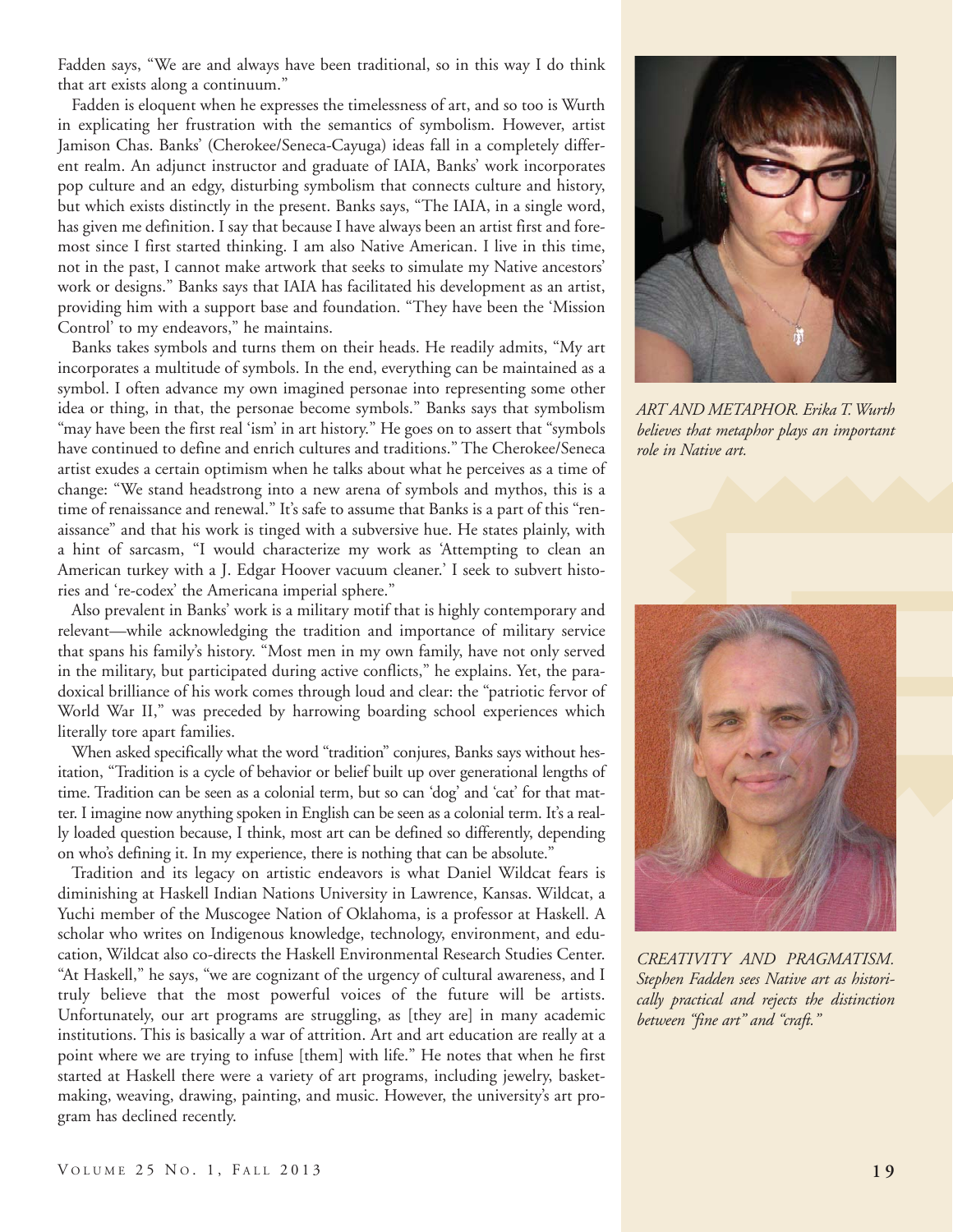Fadden says, "We are and always have been traditional, so in this way I do think that art exists along a continuum."

Fadden is eloquent when he expresses the timelessness of art, and so too is Wurth in explicating her frustration with the semantics of symbolism. However, artist Jamison Chas. Banks' (Cherokee/Seneca-Cayuga) ideas fall in a completely different realm. An adjunct instructor and graduate of IAIA, Banks' work incorporates pop culture and an edgy, disturbing symbolism that connects culture and history, but which exists distinctly in the present. Banks says, "The IAIA, in a single word, has given me definition. I say that because I have always been an artist first and foremost since I first started thinking. I am also Native American. I live in this time, not in the past, I cannot make artwork that seeks to simulate my Native ancestors' work or designs." Banks says that IAIA has facilitated his development as an artist, providing him with a support base and foundation. "They have been the 'Mission Control' to my endeavors," he maintains.

Banks takes symbols and turns them on their heads. He readily admits, "My art incorporates a multitude of symbols. In the end, everything can be maintained as a symbol. I often advance my own imagined personae into representing some other idea or thing, in that, the personae become symbols." Banks says that symbolism "may have been the first real 'ism' in art history." He goes on to assert that "symbols have continued to define and enrich cultures and traditions." The Cherokee/Seneca artist exudes a certain optimism when he talks about what he perceives as a time of change: "We stand headstrong into a new arena of symbols and mythos, this is a time of renaissance and renewal." It's safe to assume that Banks is a part of this "renaissance" and that his work is tinged with a subversive hue. He states plainly, with a hint of sarcasm, "I would characterize my work as 'Attempting to clean an American turkey with a J. Edgar Hoover vacuum cleaner.' I seek to subvert histories and 're-codex' the Americana imperial sphere."

Also prevalent in Banks' work is a military motif that is highly contemporary and relevant—while acknowledging the tradition and importance of military service that spans his family's history. "Most men in my own family, have not only served in the military, but participated during active conflicts," he explains. Yet, the paradoxical brilliance of his work comes through loud and clear: the "patriotic fervor of World War II," was preceded by harrowing boarding school experiences which literally tore apart families.

When asked specifically what the word "tradition" conjures, Banks says without hesitation, "Tradition is a cycle of behavior or belief built up over generational lengths of time. Tradition can be seen as a colonial term, but so can 'dog' and 'cat' for that matter. I imagine now anything spoken in English can be seen as a colonial term. It's a really loaded question because, I think, most art can be defined so differently, depending on who's defining it. In my experience, there is nothing that can be absolute."

Tradition and its legacy on artistic endeavors is what Daniel Wildcat fears is diminishing at Haskell Indian Nations University in Lawrence, Kansas. Wildcat, a Yuchi member of the Muscogee Nation of Oklahoma, is a professor at Haskell. A scholar who writes on Indigenous knowledge, technology, environment, and education, Wildcat also co-directs the Haskell Environmental Research Studies Center. "At Haskell," he says, "we are cognizant of the urgency of cultural awareness, and I truly believe that the most powerful voices of the future will be artists. Unfortunately, our art programs are struggling, as [they are] in many academic institutions. This is basically a war of attrition. Art and art education are really at a point where we are trying to infuse [them] with life." He notes that when he first started at Haskell there were a variety of art programs, including jewelry, basket-making, weaving, drawing, painting, and music. However, the university's art program has declined recently.

*ART AND METAPHOR. Erika T. Wurth believes that metaphor plays an important role in Native art.*

*CREATIVITY AND PRAGMATISM. Stephen Fadden sees Native art as historically practical and rejects the distinction between "fine art" and "craft."*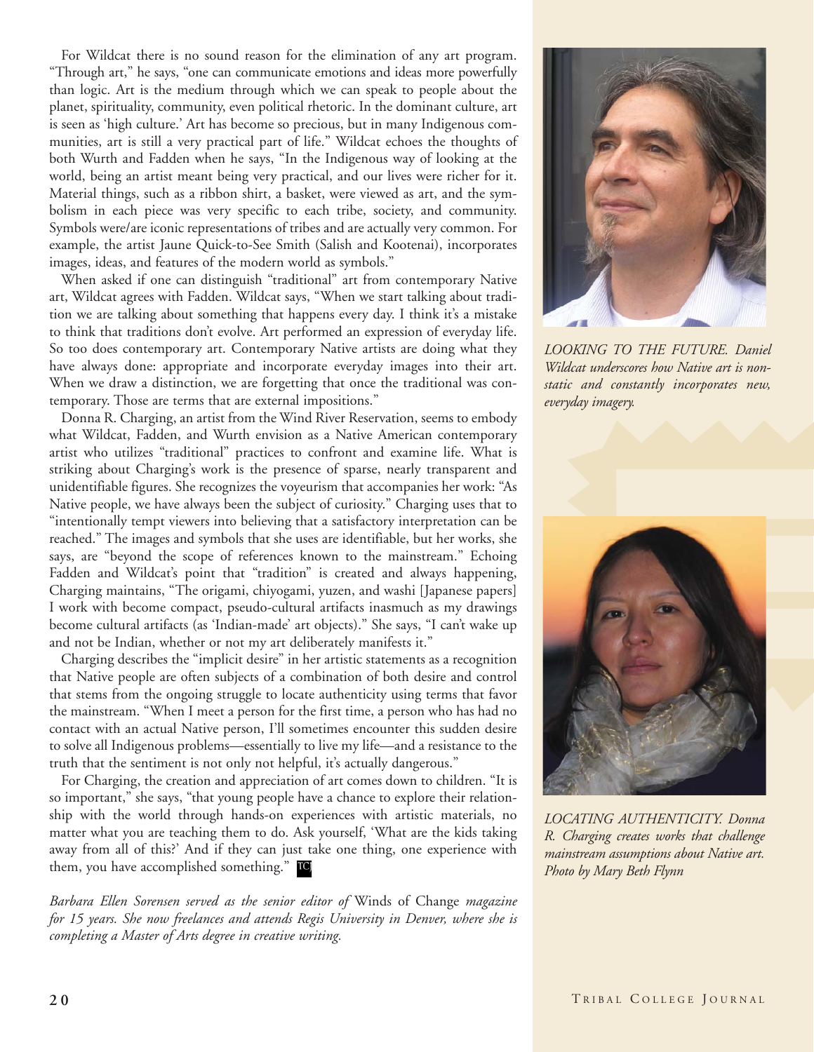For Wildcat there is no sound reason for the elimination of any art program. "Through art," he says, "one can communicate emotions and ideas more powerfully than logic. Art is the medium through which we can speak to people about the planet, spirituality, community, even political rhetoric. In the dominant culture, art is seen as 'high culture.' Art has become so precious, but in many Indigenous communities, art is still a very practical part of life." Wildcat echoes the thoughts of both Wurth and Fadden when he says, "In the Indigenous way of looking at the world, being an artist meant being very practical, and our lives were richer for it. Material things, such as a ribbon shirt, a basket, were viewed as art, and the symbolism in each piece was very specific to each tribe, society, and community. Symbols were/are iconic representations of tribes and are actually very common. For example, the artist Jaune Quick-to-See Smith (Salish and Kootenai), incorporates images, ideas, and features of the modern world as symbols."

When asked if one can distinguish "traditional" art from contemporary Native art, Wildcat agrees with Fadden. Wildcat says, "When we start talking about tradition we are talking about something that happens every day. I think it's a mistake to think that traditions don't evolve. Art performed an expression of everyday life. So too does contemporary art. Contemporary Native artists are doing what they have always done: appropriate and incorporate everyday images into their art. When we draw a distinction, we are forgetting that once the traditional was contemporary. Those are terms that are external impositions."

Donna R. Charging, an artist from the Wind River Reservation, seems to embody what Wildcat, Fadden, and Wurth envision as a Native American contemporary artist who utilizes "traditional" practices to confront and examine life. What is striking about Charging's work is the presence of sparse, nearly transparent and unidentifiable figures. She recognizes the voyeurism that accompanies her work: "As Native people, we have always been the subject of curiosity." Charging uses that to "intentionally tempt viewers into believing that a satisfactory interpretation can be reached." The images and symbols that she uses are identifiable, but her works, she says, are "beyond the scope of references known to the mainstream." Echoing Fadden and Wildcat's point that "tradition" is created and always happening, Charging maintains, "The origami, chiyogami, yuzen, and washi [Japanese papers] I work with become compact, pseudo-cultural artifacts inasmuch as my drawings become cultural artifacts (as 'Indian-made' art objects)." She says, "I can't wake up and not be Indian, whether or not my art deliberately manifests it."

Charging describes the "implicit desire" in her artistic statements as a recognition that Native people are often subjects of a combination of both desire and control that stems from the ongoing struggle to locate authenticity using terms that favor the mainstream. "When I meet a person for the first time, a person who has had no contact with an actual Native person, I'll sometimes encounter this sudden desire to solve all Indigenous problems—essentially to live my life—and a resistance to the truth that the sentiment is not only not helpful, it's actually dangerous."

For Charging, the creation and appreciation of art comes down to children. "It is so important," she says, "that young people have a chance to explore their relationship with the world through hands-on experiences with artistic materials, no matter what you are teaching them to do. Ask yourself, 'What are the kids taking away from all of this?' And if they can just take one thing, one experience with them, you have accomplished something."

*Barbara Ellen Sorensen served as the senior editor of* Winds of Change *magazine for 15 years. She now freelances and attends Regis University in Denver, where she is completing a Master of Arts degree in creative writing.*

*LOOKING TO THE FUTURE. Daniel Wildcat underscores how Native art is non-static and constantly incorporates new, everyday imagery.*

*LOCATING AUTHENTICITY. Donna R. Charging creates works that challenge mainstream assumptions about Native art. Photo by Mary Beth Flynn*